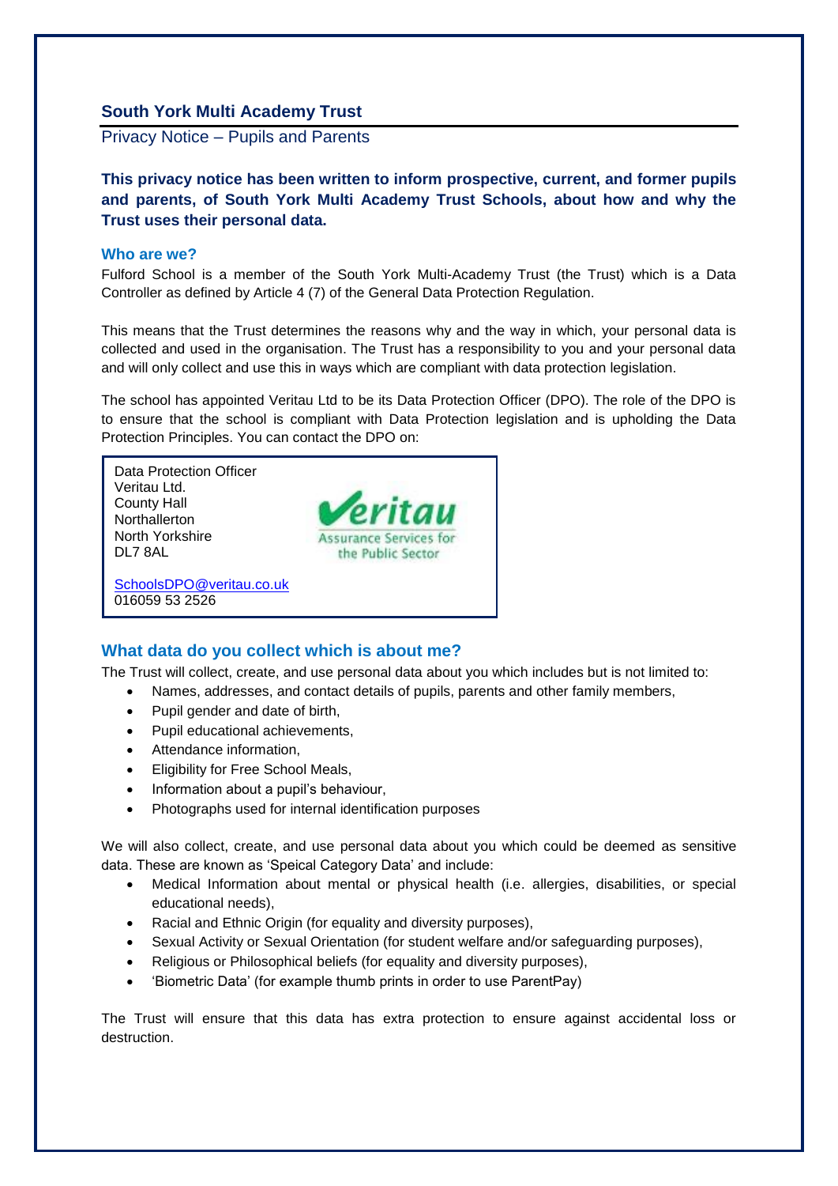## South York Multi Academy Trust

Privacy Notice – Pupils and Parents

**This privacy notice has been written to inform prospective, current, and former pupils and parents, of South York Multi Academy Trust Schools, about how and why the Trust uses their personal data.**

### Who are we?

Fulford School is a member of the South York Multi-Academy Trust (the Trust) which is a Data Controller as defined by Article 4 (7) of the General Data Protection Regulation.

This means that the Trust determines the reasons why and the way in which, your personal data is collected and used in the organisation. The Trust has a responsibility to you and your personal data and will only collect and use this in ways which are compliant with data protection legislation.

The school has appointed Veritau Ltd to be its Data Protection Officer (DPO). The role of the DPO is to ensure that the school is compliant with Data Protection legislation and is upholding the Data Protection Principles. You can contact the DPO on:

Data Protection Officer
Veritau Ltd.
County Hall
Northallerton
North Yorkshire
DL7 8AL

Veritau
Assurance Services for the Public Sector

SchoolsDPO@veritau.co.uk
016059 53 2526

### What data do you collect which is about me?

The Trust will collect, create, and use personal data about you which includes but is not limited to:

- Names, addresses, and contact details of pupils, parents and other family members,
- Pupil gender and date of birth,
- Pupil educational achievements,
- Attendance information,
- Eligibility for Free School Meals,
- Information about a pupil's behaviour,
- Photographs used for internal identification purposes

We will also collect, create, and use personal data about you which could be deemed as sensitive data. These are known as 'Speical Category Data' and include:

- Medical Information about mental or physical health (i.e. allergies, disabilities, or special educational needs),
- Racial and Ethnic Origin (for equality and diversity purposes),
- Sexual Activity or Sexual Orientation (for student welfare and/or safeguarding purposes),
- Religious or Philosophical beliefs (for equality and diversity purposes),
- 'Biometric Data' (for example thumb prints in order to use ParentPay)

The Trust will ensure that this data has extra protection to ensure against accidental loss or destruction.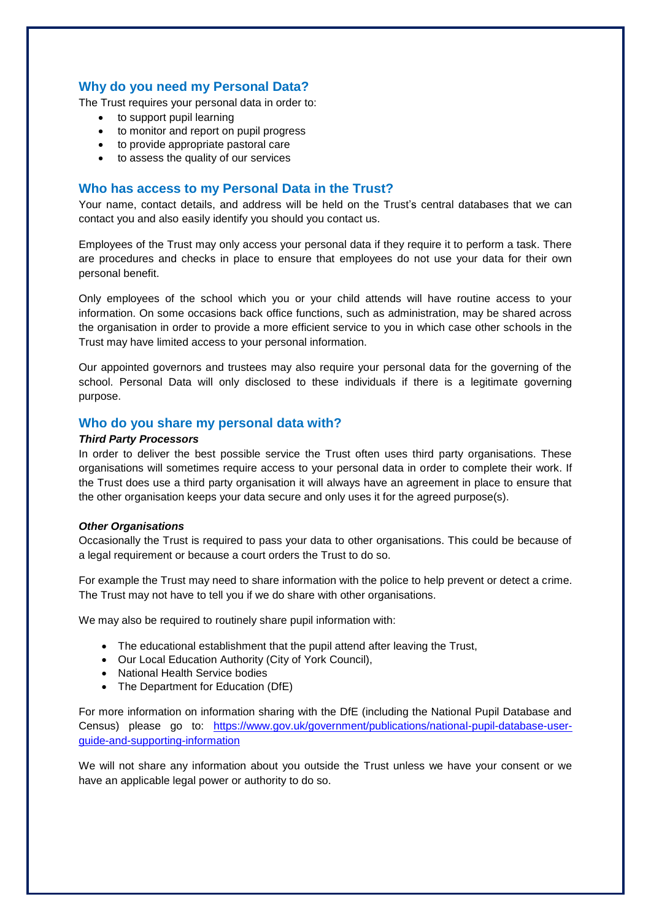## Why do you need my Personal Data?

The Trust requires your personal data in order to:

- to support pupil learning
- to monitor and report on pupil progress
- to provide appropriate pastoral care
- to assess the quality of our services

## Who has access to my Personal Data in the Trust?

Your name, contact details, and address will be held on the Trust's central databases that we can contact you and also easily identify you should you contact us.

Employees of the Trust may only access your personal data if they require it to perform a task. There are procedures and checks in place to ensure that employees do not use your data for their own personal benefit.

Only employees of the school which you or your child attends will have routine access to your information. On some occasions back office functions, such as administration, may be shared across the organisation in order to provide a more efficient service to you in which case other schools in the Trust may have limited access to your personal information.

Our appointed governors and trustees may also require your personal data for the governing of the school. Personal Data will only disclosed to these individuals if there is a legitimate governing purpose.

## Who do you share my personal data with?

***Third Party Processors***

In order to deliver the best possible service the Trust often uses third party organisations. These organisations will sometimes require access to your personal data in order to complete their work. If the Trust does use a third party organisation it will always have an agreement in place to ensure that the other organisation keeps your data secure and only uses it for the agreed purpose(s).

***Other Organisations***

Occasionally the Trust is required to pass your data to other organisations. This could be because of a legal requirement or because a court orders the Trust to do so.

For example the Trust may need to share information with the police to help prevent or detect a crime. The Trust may not have to tell you if we do share with other organisations.

We may also be required to routinely share pupil information with:

- The educational establishment that the pupil attend after leaving the Trust,
- Our Local Education Authority (City of York Council),
- National Health Service bodies
- The Department for Education (DfE)

For more information on information sharing with the DfE (including the National Pupil Database and Census) please go to: [https://www.gov.uk/government/publications/national-pupil-database-user-guide-and-supporting-information](https://www.gov.uk/government/publications/national-pupil-database-user-guide-and-supporting-information)

We will not share any information about you outside the Trust unless we have your consent or we have an applicable legal power or authority to do so.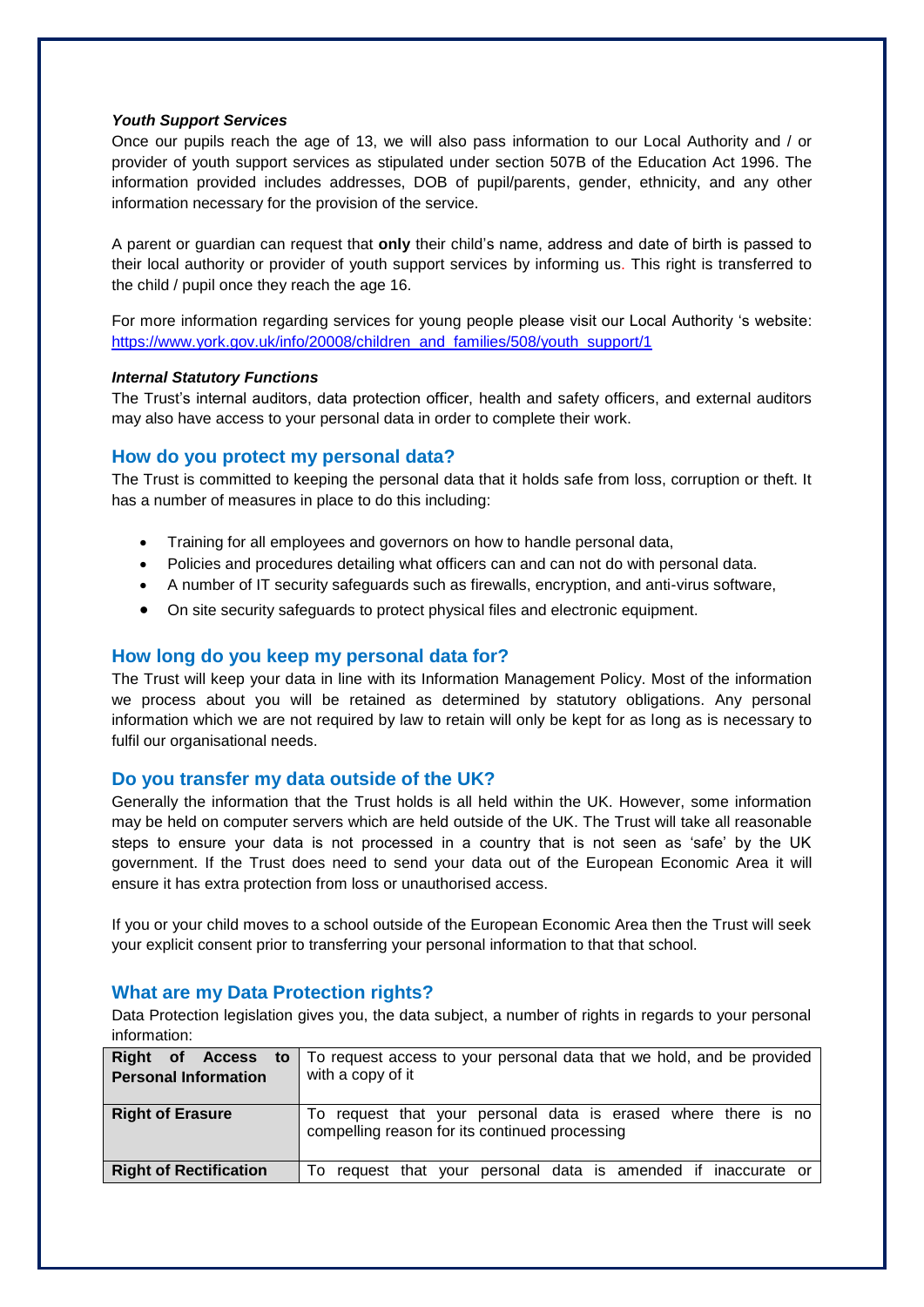***Youth Support Services***

Once our pupils reach the age of 13, we will also pass information to our Local Authority and / or provider of youth support services as stipulated under section 507B of the Education Act 1996. The information provided includes addresses, DOB of pupil/parents, gender, ethnicity, and any other information necessary for the provision of the service.

A parent or guardian can request that **only** their child's name, address and date of birth is passed to their local authority or provider of youth support services by informing us. This right is transferred to the child / pupil once they reach the age 16.

For more information regarding services for young people please visit our Local Authority 's website: [https://www.york.gov.uk/info/20008/children_and_families/508/youth_support/1](https://www.york.gov.uk/info/20008/children_and_families/508/youth_support/1)

***Internal Statutory Functions***

The Trust's internal auditors, data protection officer, health and safety officers, and external auditors may also have access to your personal data in order to complete their work.

## How do you protect my personal data?

The Trust is committed to keeping the personal data that it holds safe from loss, corruption or theft. It has a number of measures in place to do this including:

- Training for all employees and governors on how to handle personal data,
- Policies and procedures detailing what officers can and can not do with personal data.
- A number of IT security safeguards such as firewalls, encryption, and anti-virus software,
- On site security safeguards to protect physical files and electronic equipment.

## How long do you keep my personal data for?

The Trust will keep your data in line with its Information Management Policy. Most of the information we process about you will be retained as determined by statutory obligations. Any personal information which we are not required by law to retain will only be kept for as long as is necessary to fulfil our organisational needs.

## Do you transfer my data outside of the UK?

Generally the information that the Trust holds is all held within the UK. However, some information may be held on computer servers which are held outside of the UK. The Trust will take all reasonable steps to ensure your data is not processed in a country that is not seen as 'safe' by the UK government. If the Trust does need to send your data out of the European Economic Area it will ensure it has extra protection from loss or unauthorised access.

If you or your child moves to a school outside of the European Economic Area then the Trust will seek your explicit consent prior to transferring your personal information to that that school.

## What are my Data Protection rights?

Data Protection legislation gives you, the data subject, a number of rights in regards to your personal information:

| | |
|---|---|
| **Right of Access to Personal Information** | To request access to your personal data that we hold, and be provided with a copy of it |
| **Right of Erasure** | To request that your personal data is erased where there is no compelling reason for its continued processing |
| **Right of Rectification** | To request that your personal data is amended if inaccurate or |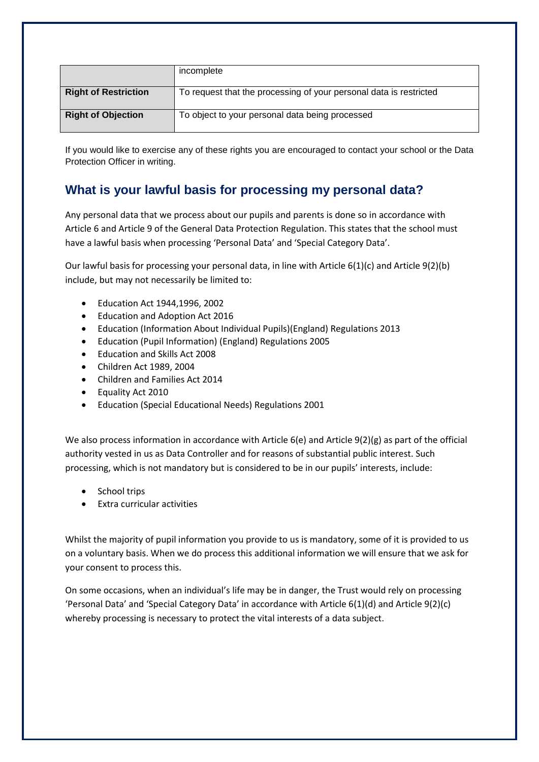| | |
|---|---|
| | incomplete |
| **Right of Restriction** | To request that the processing of your personal data is restricted |
| **Right of Objection** | To object to your personal data being processed |

If you would like to exercise any of these rights you are encouraged to contact your school or the Data Protection Officer in writing.

## What is your lawful basis for processing my personal data?

Any personal data that we process about our pupils and parents is done so in accordance with Article 6 and Article 9 of the General Data Protection Regulation. This states that the school must have a lawful basis when processing 'Personal Data' and 'Special Category Data'.

Our lawful basis for processing your personal data, in line with Article 6(1)(c) and Article 9(2)(b) include, but may not necessarily be limited to:

- Education Act 1944,1996, 2002
- Education and Adoption Act 2016
- Education (Information About Individual Pupils)(England) Regulations 2013
- Education (Pupil Information) (England) Regulations 2005
- Education and Skills Act 2008
- Children Act 1989, 2004
- Children and Families Act 2014
- Equality Act 2010
- Education (Special Educational Needs) Regulations 2001

We also process information in accordance with Article 6(e) and Article 9(2)(g) as part of the official authority vested in us as Data Controller and for reasons of substantial public interest. Such processing, which is not mandatory but is considered to be in our pupils' interests, include:

- School trips
- Extra curricular activities

Whilst the majority of pupil information you provide to us is mandatory, some of it is provided to us on a voluntary basis. When we do process this additional information we will ensure that we ask for your consent to process this.

On some occasions, when an individual's life may be in danger, the Trust would rely on processing 'Personal Data' and 'Special Category Data' in accordance with Article 6(1)(d) and Article 9(2)(c) whereby processing is necessary to protect the vital interests of a data subject.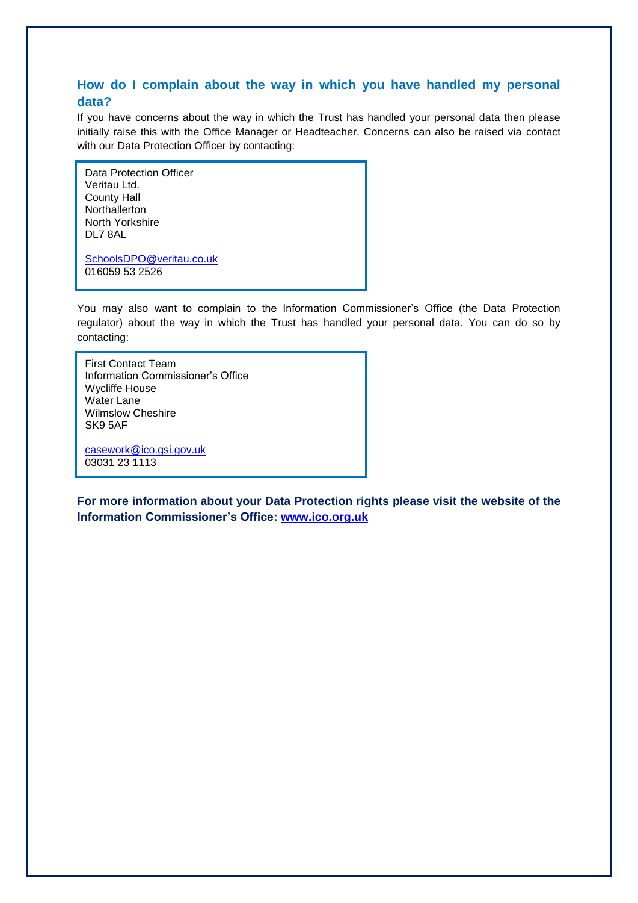## How do I complain about the way in which you have handled my personal data?

If you have concerns about the way in which the Trust has handled your personal data then please initially raise this with the Office Manager or Headteacher. Concerns can also be raised via contact with our Data Protection Officer by contacting:

Data Protection Officer
Veritau Ltd.
County Hall
Northallerton
North Yorkshire
DL7 8AL

SchoolsDPO@veritau.co.uk
016059 53 2526

You may also want to complain to the Information Commissioner's Office (the Data Protection regulator) about the way in which the Trust has handled your personal data. You can do so by contacting:

First Contact Team
Information Commissioner's Office
Wycliffe House
Water Lane
Wilmslow Cheshire
SK9 5AF

casework@ico.gsi.gov.uk
03031 23 1113

**For more information about your Data Protection rights please visit the website of the Information Commissioner's Office: www.ico.org.uk**